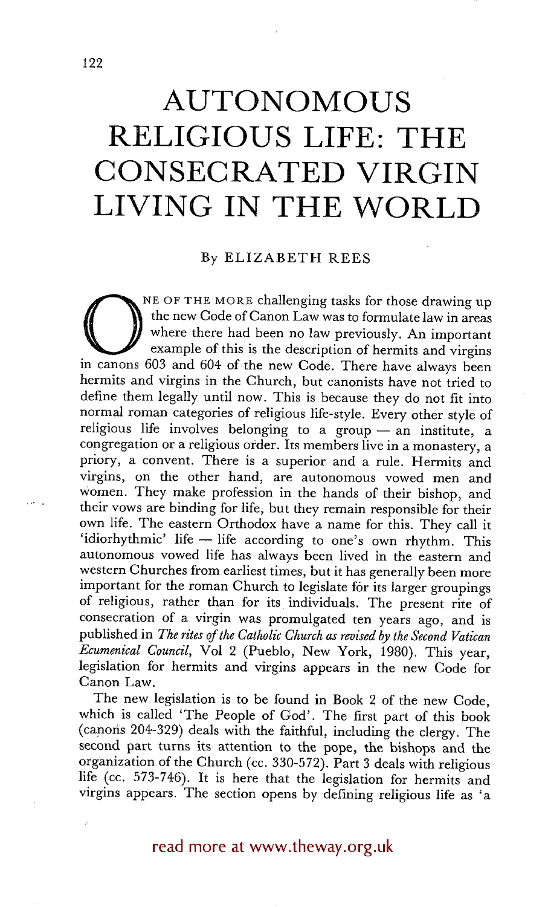# AUTONOMOUS RELIGIOUS LIFE: THE CONSECRATED VIRGIN LIVING IN THE WORLD

By ELIZABETH REES

ONE OF THE MORE challenging tasks for those drawing up the new Code of Canon Law was to formulate law in areas where there had been no law previously. An important example of this is the description of hermits and virgins in canons 603 and 604 of the new Code. There have always been hermits and virgins in the Church, but canonists have not tried to define them legally until now. This is because they do not fit into normal roman categories of religious life-style. Every other style of religious life involves belonging to a group — an institute, a congregation or a religious order. Its members live in a monastery, a priory, a convent. There is a superior and a rule. Hermits and virgins, on the other hand, are autonomous vowed men and women. They make profession in the hands of their bishop, and their vows are binding for life, but they remain responsible for their own life. The eastern Orthodox have a name for this. They call it 'idiorhythmic' life — life according to one's own rhythm. This autonomous vowed life has always been lived in the eastern and western Churches from earliest times, but it has generally been more important for the roman Church to legislate for its larger groupings of religious, rather than for its individuals. The present rite of consecration of a virgin was promulgated ten years ago, and is published in *The rites of the Catholic Church as revised by the Second Vatican Ecumenical Council*, Vol 2 (Pueblo, New York, 1980). This year, legislation for hermits and virgins appears in the new Code for Canon Law.

The new legislation is to be found in Book 2 of the new Code, which is called 'The People of God'. The first part of this book (canons 204-329) deals with the faithful, including the clergy. The second part turns its attention to the pope, the bishops and the organization of the Church (cc. 330-572). Part 3 deals with religious life (cc. 573-746). It is here that the legislation for hermits and virgins appears. The section opens by defining religious life as 'a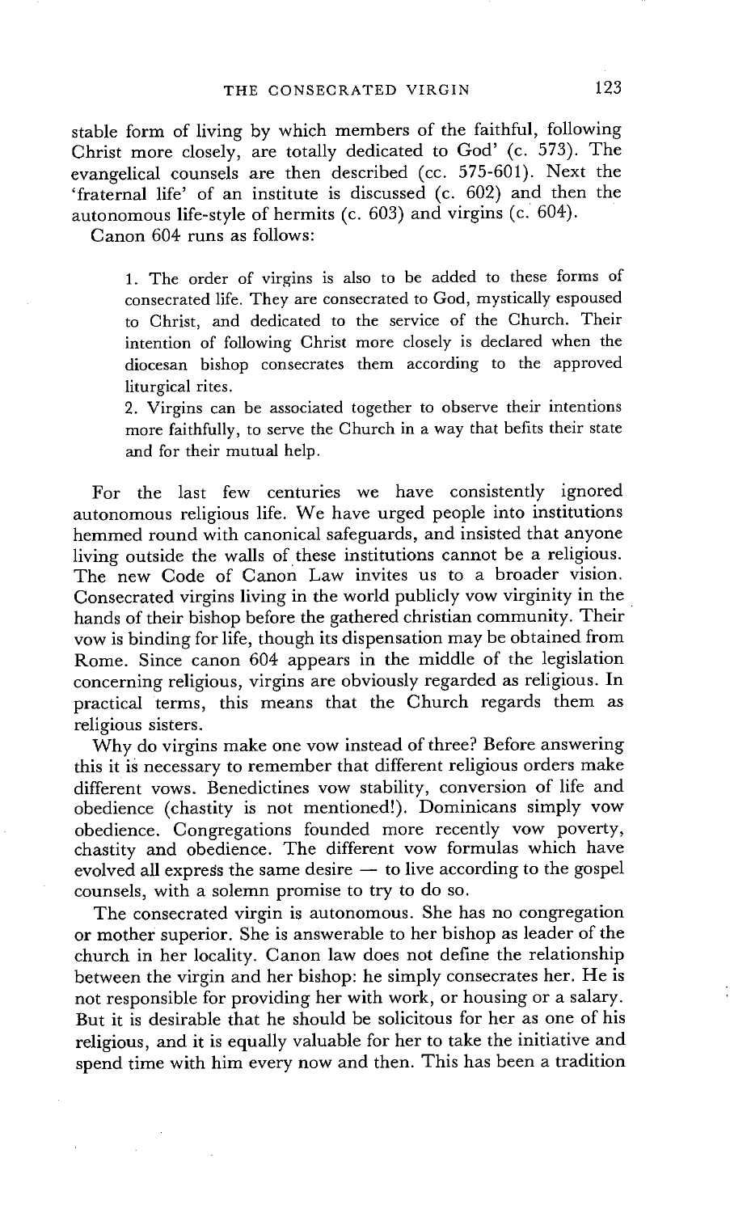stable form of living by which members of the faithful, following Christ more closely, are totally dedicated to God' (c. 573). The evangelical counsels are then described (cc. 575-601). Next the 'fraternal life' of an institute is discussed (c. 602) and then the autonomous life-style of hermits (c. 603) and virgins (c. 604).

Canon 604 runs as follows:

> 1. The order of virgins is also to be added to these forms of consecrated life. They are consecrated to God, mystically espoused to Christ, and dedicated to the service of the Church. Their intention of following Christ more closely is declared when the diocesan bishop consecrates them according to the approved liturgical rites.
>
> 2. Virgins can be associated together to observe their intentions more faithfully, to serve the Church in a way that befits their state and for their mutual help.

For the last few centuries we have consistently ignored autonomous religious life. We have urged people into institutions hemmed round with canonical safeguards, and insisted that anyone living outside the walls of these institutions cannot be a religious. The new Code of Canon Law invites us to a broader vision. Consecrated virgins living in the world publicly vow virginity in the hands of their bishop before the gathered christian community. Their vow is binding for life, though its dispensation may be obtained from Rome. Since canon 604 appears in the middle of the legislation concerning religious, virgins are obviously regarded as religious. In practical terms, this means that the Church regards them as religious sisters.

Why do virgins make one vow instead of three? Before answering this it is necessary to remember that different religious orders make different vows. Benedictines vow stability, conversion of life and obedience (chastity is not mentioned!). Dominicans simply vow obedience. Congregations founded more recently vow poverty, chastity and obedience. The different vow formulas which have evolved all express the same desire — to live according to the gospel counsels, with a solemn promise to try to do so.

The consecrated virgin is autonomous. She has no congregation or mother superior. She is answerable to her bishop as leader of the church in her locality. Canon law does not define the relationship between the virgin and her bishop: he simply consecrates her. He is not responsible for providing her with work, or housing or a salary. But it is desirable that he should be solicitous for her as one of his religious, and it is equally valuable for her to take the initiative and spend time with him every now and then. This has been a tradition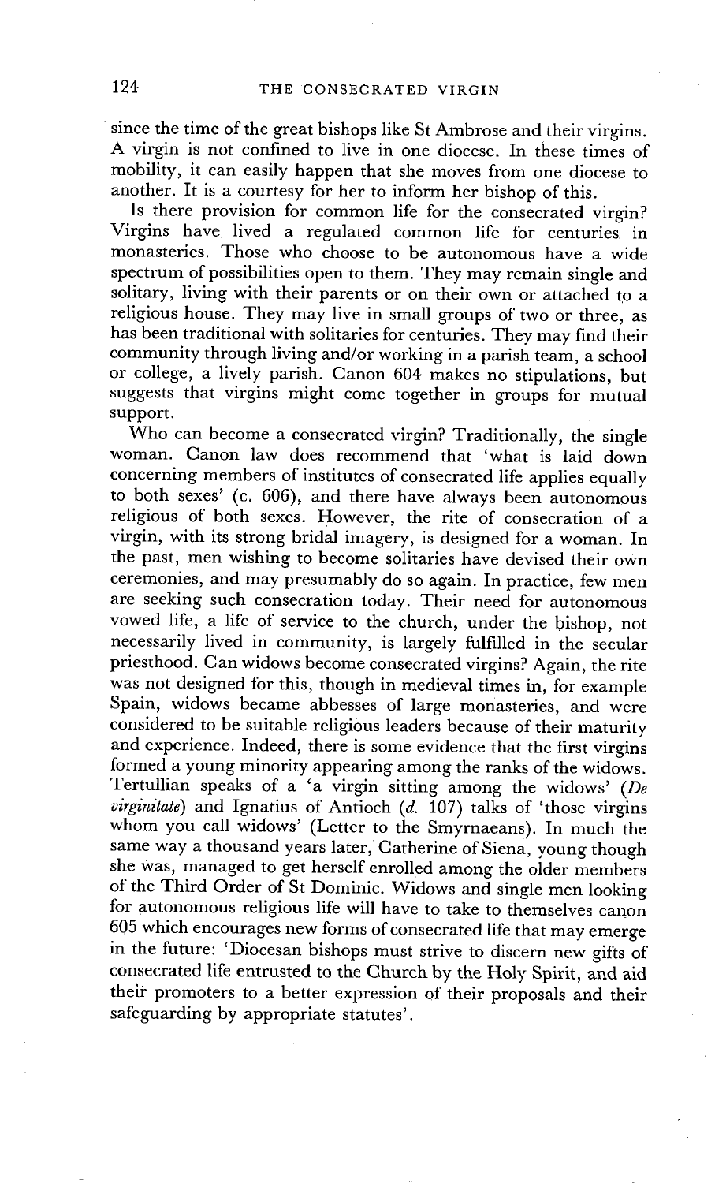since the time of the great bishops like St Ambrose and their virgins. A virgin is not confined to live in one diocese. In these times of mobility, it can easily happen that she moves from one diocese to another. It is a courtesy for her to inform her bishop of this.

Is there provision for common life for the consecrated virgin? Virgins have lived a regulated common life for centuries in monasteries. Those who choose to be autonomous have a wide spectrum of possibilities open to them. They may remain single and solitary, living with their parents or on their own or attached to a religious house. They may live in small groups of two or three, as has been traditional with solitaries for centuries. They may find their community through living and/or working in a parish team, a school or college, a lively parish. Canon 604 makes no stipulations, but suggests that virgins might come together in groups for mutual support.

Who can become a consecrated virgin? Traditionally, the single woman. Canon law does recommend that 'what is laid down concerning members of institutes of consecrated life applies equally to both sexes' (c. 606), and there have always been autonomous religious of both sexes. However, the rite of consecration of a virgin, with its strong bridal imagery, is designed for a woman. In the past, men wishing to become solitaries have devised their own ceremonies, and may presumably do so again. In practice, few men are seeking such consecration today. Their need for autonomous vowed life, a life of service to the church, under the bishop, not necessarily lived in community, is largely fulfilled in the secular priesthood. Can widows become consecrated virgins? Again, the rite was not designed for this, though in medieval times in, for example Spain, widows became abbesses of large monasteries, and were considered to be suitable religious leaders because of their maturity and experience. Indeed, there is some evidence that the first virgins formed a young minority appearing among the ranks of the widows. Tertullian speaks of a 'a virgin sitting among the widows' (*De virginitate*) and Ignatius of Antioch (*d.* 107) talks of 'those virgins whom you call widows' (Letter to the Smyrnaeans). In much the same way a thousand years later, Catherine of Siena, young though she was, managed to get herself enrolled among the older members of the Third Order of St Dominic. Widows and single men looking for autonomous religious life will have to take to themselves canon 605 which encourages new forms of consecrated life that may emerge in the future: 'Diocesan bishops must strive to discern new gifts of consecrated life entrusted to the Church by the Holy Spirit, and aid their promoters to a better expression of their proposals and their safeguarding by appropriate statutes'.